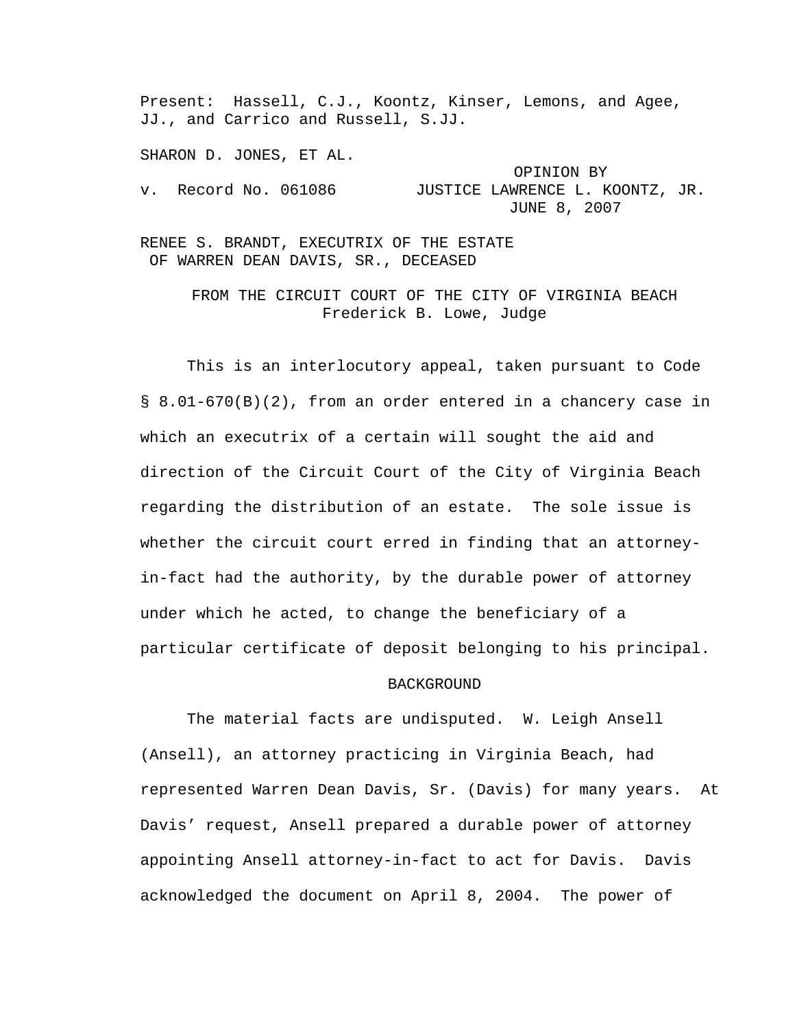Present: Hassell, C.J., Koontz, Kinser, Lemons, and Agee, JJ., and Carrico and Russell, S.JJ.

SHARON D. JONES, ET AL.

v. Record No. 061086

OPINION BY JUSTICE LAWRENCE L. KOONTZ, JR.
JUNE 8, 2007

RENEE S. BRANDT, EXECUTRIX OF THE ESTATE OF WARREN DEAN DAVIS, SR., DECEASED

FROM THE CIRCUIT COURT OF THE CITY OF VIRGINIA BEACH
Frederick B. Lowe, Judge

This is an interlocutory appeal, taken pursuant to Code § 8.01-670(B)(2), from an order entered in a chancery case in which an executrix of a certain will sought the aid and direction of the Circuit Court of the City of Virginia Beach regarding the distribution of an estate. The sole issue is whether the circuit court erred in finding that an attorney-in-fact had the authority, by the durable power of attorney under which he acted, to change the beneficiary of a particular certificate of deposit belonging to his principal.

## BACKGROUND

The material facts are undisputed. W. Leigh Ansell (Ansell), an attorney practicing in Virginia Beach, had represented Warren Dean Davis, Sr. (Davis) for many years. At Davis' request, Ansell prepared a durable power of attorney appointing Ansell attorney-in-fact to act for Davis. Davis acknowledged the document on April 8, 2004. The power of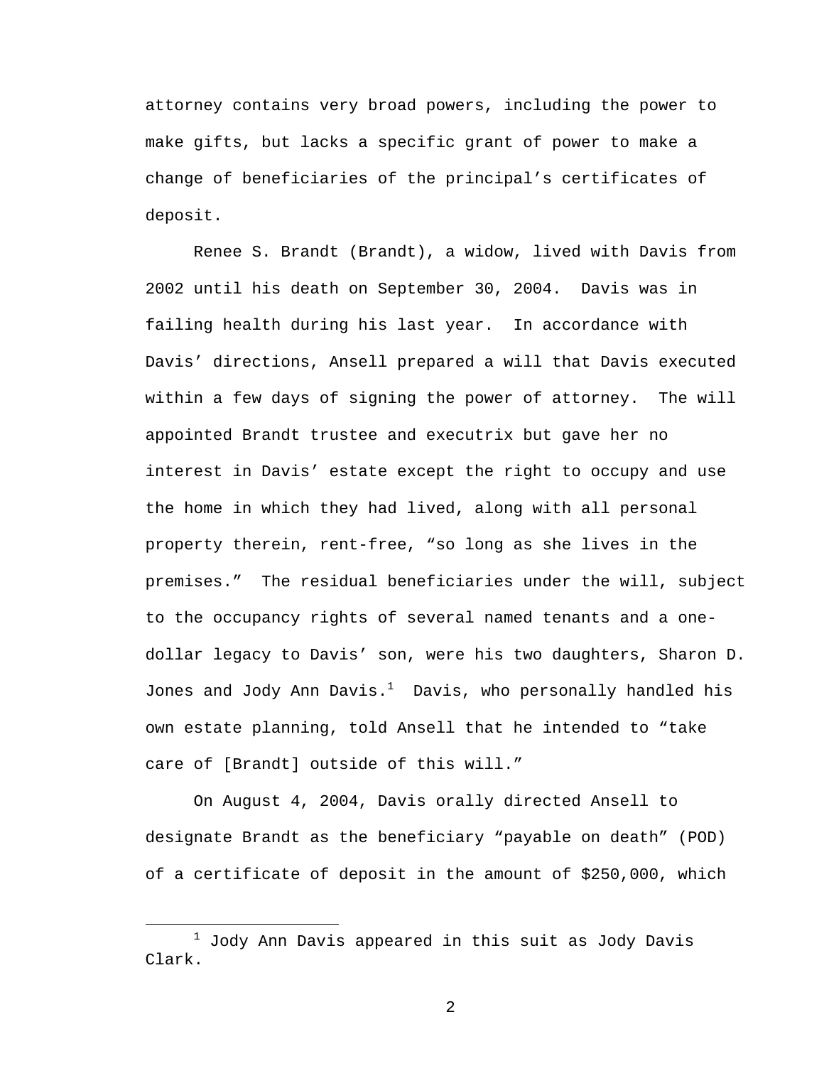attorney contains very broad powers, including the power to make gifts, but lacks a specific grant of power to make a change of beneficiaries of the principal's certificates of deposit.

Renee S. Brandt (Brandt), a widow, lived with Davis from 2002 until his death on September 30, 2004. Davis was in failing health during his last year. In accordance with Davis' directions, Ansell prepared a will that Davis executed within a few days of signing the power of attorney. The will appointed Brandt trustee and executrix but gave her no interest in Davis' estate except the right to occupy and use the home in which they had lived, along with all personal property therein, rent-free, "so long as she lives in the premises." The residual beneficiaries under the will, subject to the occupancy rights of several named tenants and a one-dollar legacy to Davis' son, were his two daughters, Sharon D. Jones and Jody Ann Davis.[1] Davis, who personally handled his own estate planning, told Ansell that he intended to "take care of [Brandt] outside of this will."

On August 4, 2004, Davis orally directed Ansell to designate Brandt as the beneficiary "payable on death" (POD) of a certificate of deposit in the amount of $250,000, which

---

[1] Jody Ann Davis appeared in this suit as Jody Davis Clark.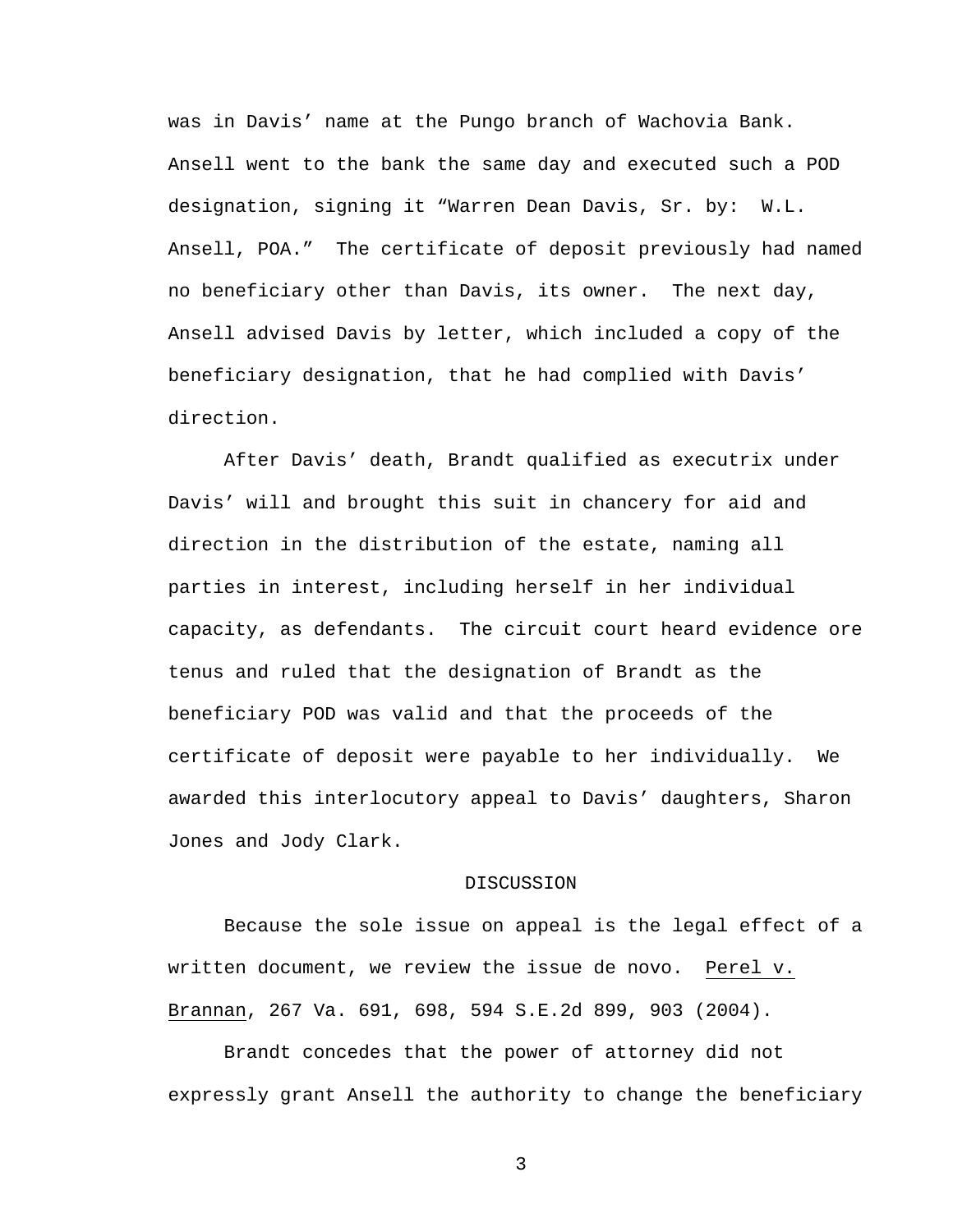was in Davis' name at the Pungo branch of Wachovia Bank. Ansell went to the bank the same day and executed such a POD designation, signing it "Warren Dean Davis, Sr. by: W.L. Ansell, POA." The certificate of deposit previously had named no beneficiary other than Davis, its owner. The next day, Ansell advised Davis by letter, which included a copy of the beneficiary designation, that he had complied with Davis' direction.

After Davis' death, Brandt qualified as executrix under Davis' will and brought this suit in chancery for aid and direction in the distribution of the estate, naming all parties in interest, including herself in her individual capacity, as defendants. The circuit court heard evidence ore tenus and ruled that the designation of Brandt as the beneficiary POD was valid and that the proceeds of the certificate of deposit were payable to her individually. We awarded this interlocutory appeal to Davis' daughters, Sharon Jones and Jody Clark.

## DISCUSSION

Because the sole issue on appeal is the legal effect of a written document, we review the issue de novo. Perel v. Brannan, 267 Va. 691, 698, 594 S.E.2d 899, 903 (2004).

Brandt concedes that the power of attorney did not expressly grant Ansell the authority to change the beneficiary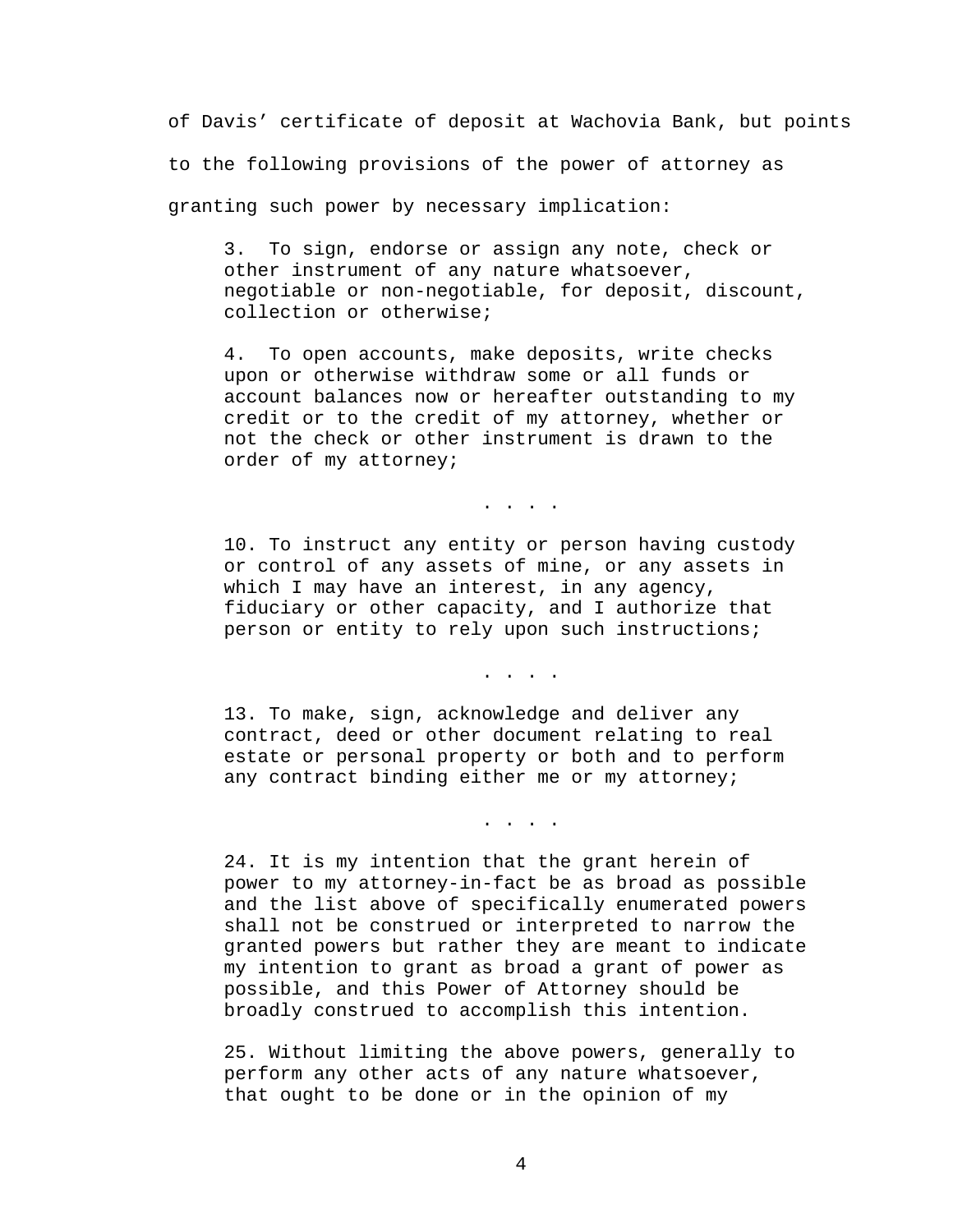of Davis' certificate of deposit at Wachovia Bank, but points to the following provisions of the power of attorney as granting such power by necessary implication:

> 3. To sign, endorse or assign any note, check or other instrument of any nature whatsoever, negotiable or non-negotiable, for deposit, discount, collection or otherwise;
>
> 4. To open accounts, make deposits, write checks upon or otherwise withdraw some or all funds or account balances now or hereafter outstanding to my credit or to the credit of my attorney, whether or not the check or other instrument is drawn to the order of my attorney;
>
> . . . .
>
> 10. To instruct any entity or person having custody or control of any assets of mine, or any assets in which I may have an interest, in any agency, fiduciary or other capacity, and I authorize that person or entity to rely upon such instructions;
>
> . . . .
>
> 13. To make, sign, acknowledge and deliver any contract, deed or other document relating to real estate or personal property or both and to perform any contract binding either me or my attorney;
>
> . . . .
>
> 24. It is my intention that the grant herein of power to my attorney-in-fact be as broad as possible and the list above of specifically enumerated powers shall not be construed or interpreted to narrow the granted powers but rather they are meant to indicate my intention to grant as broad a grant of power as possible, and this Power of Attorney should be broadly construed to accomplish this intention.
>
> 25. Without limiting the above powers, generally to perform any other acts of any nature whatsoever, that ought to be done or in the opinion of my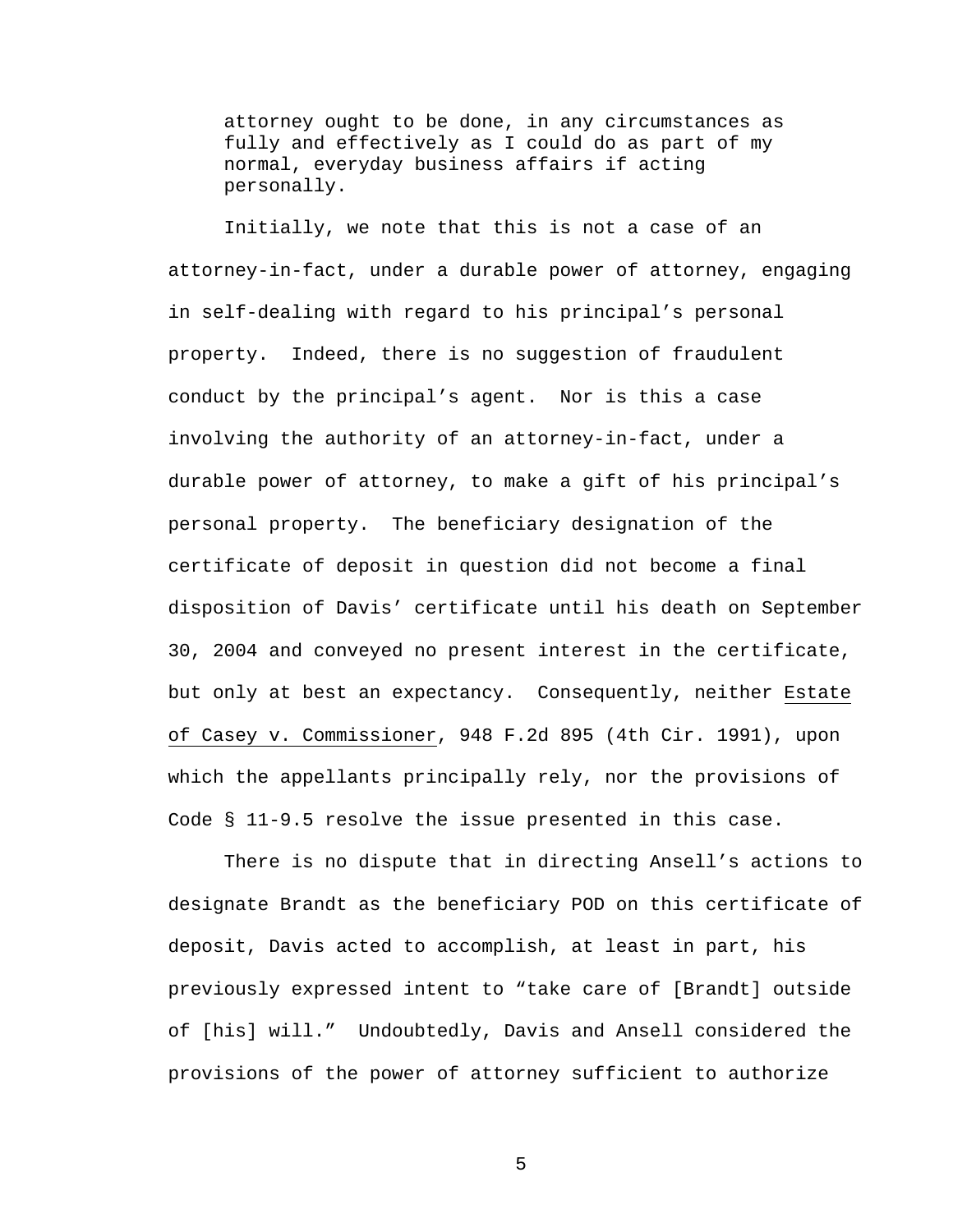> attorney ought to be done, in any circumstances as fully and effectively as I could do as part of my normal, everyday business affairs if acting personally.

Initially, we note that this is not a case of an attorney-in-fact, under a durable power of attorney, engaging in self-dealing with regard to his principal's personal property. Indeed, there is no suggestion of fraudulent conduct by the principal's agent. Nor is this a case involving the authority of an attorney-in-fact, under a durable power of attorney, to make a gift of his principal's personal property. The beneficiary designation of the certificate of deposit in question did not become a final disposition of Davis' certificate until his death on September 30, 2004 and conveyed no present interest in the certificate, but only at best an expectancy. Consequently, neither Estate of Casey v. Commissioner, 948 F.2d 895 (4th Cir. 1991), upon which the appellants principally rely, nor the provisions of Code § 11-9.5 resolve the issue presented in this case.

There is no dispute that in directing Ansell's actions to designate Brandt as the beneficiary POD on this certificate of deposit, Davis acted to accomplish, at least in part, his previously expressed intent to "take care of [Brandt] outside of [his] will." Undoubtedly, Davis and Ansell considered the provisions of the power of attorney sufficient to authorize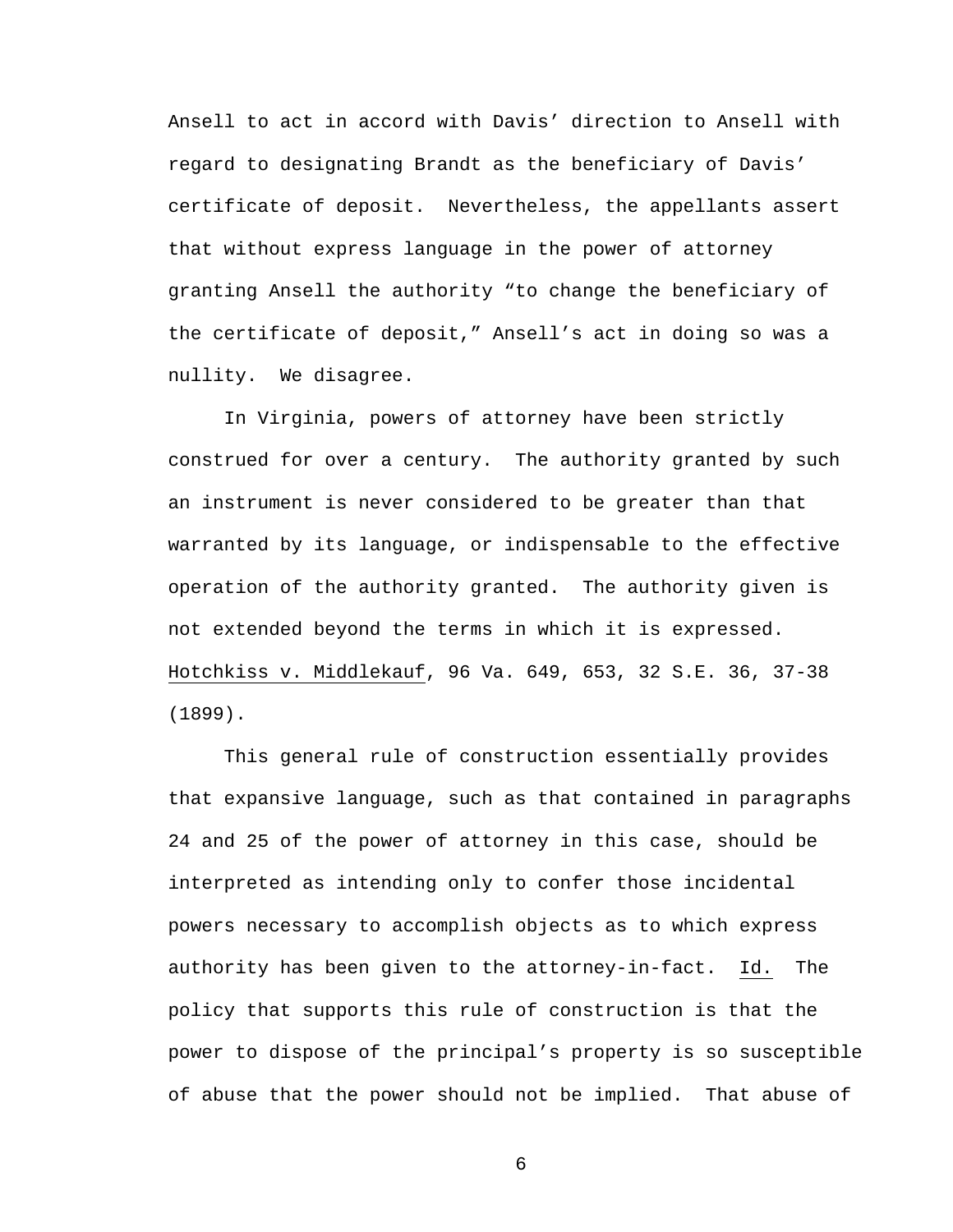Ansell to act in accord with Davis' direction to Ansell with regard to designating Brandt as the beneficiary of Davis' certificate of deposit. Nevertheless, the appellants assert that without express language in the power of attorney granting Ansell the authority "to change the beneficiary of the certificate of deposit," Ansell's act in doing so was a nullity. We disagree.

In Virginia, powers of attorney have been strictly construed for over a century. The authority granted by such an instrument is never considered to be greater than that warranted by its language, or indispensable to the effective operation of the authority granted. The authority given is not extended beyond the terms in which it is expressed. Hotchkiss v. Middlekauf, 96 Va. 649, 653, 32 S.E. 36, 37-38 (1899).

This general rule of construction essentially provides that expansive language, such as that contained in paragraphs 24 and 25 of the power of attorney in this case, should be interpreted as intending only to confer those incidental powers necessary to accomplish objects as to which express authority has been given to the attorney-in-fact. Id. The policy that supports this rule of construction is that the power to dispose of the principal's property is so susceptible of abuse that the power should not be implied. That abuse of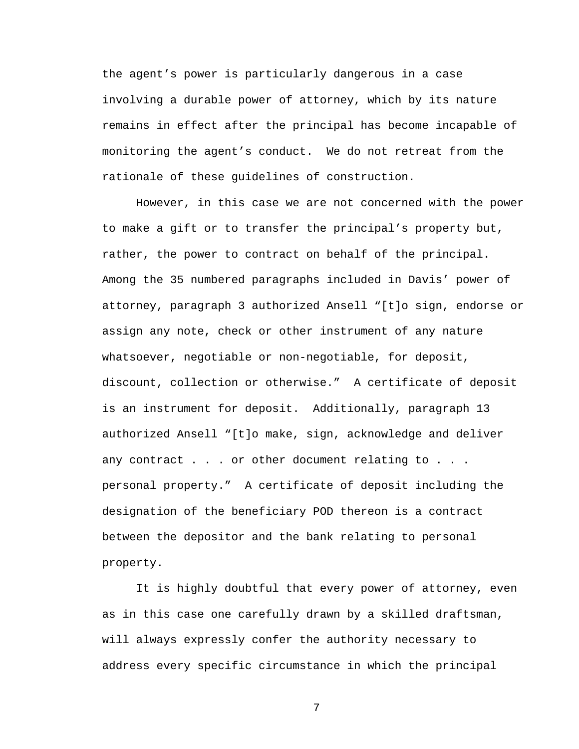the agent's power is particularly dangerous in a case involving a durable power of attorney, which by its nature remains in effect after the principal has become incapable of monitoring the agent's conduct. We do not retreat from the rationale of these guidelines of construction.

However, in this case we are not concerned with the power to make a gift or to transfer the principal's property but, rather, the power to contract on behalf of the principal. Among the 35 numbered paragraphs included in Davis' power of attorney, paragraph 3 authorized Ansell "[t]o sign, endorse or assign any note, check or other instrument of any nature whatsoever, negotiable or non-negotiable, for deposit, discount, collection or otherwise." A certificate of deposit is an instrument for deposit. Additionally, paragraph 13 authorized Ansell "[t]o make, sign, acknowledge and deliver any contract . . . or other document relating to . . . personal property." A certificate of deposit including the designation of the beneficiary POD thereon is a contract between the depositor and the bank relating to personal property.

It is highly doubtful that every power of attorney, even as in this case one carefully drawn by a skilled draftsman, will always expressly confer the authority necessary to address every specific circumstance in which the principal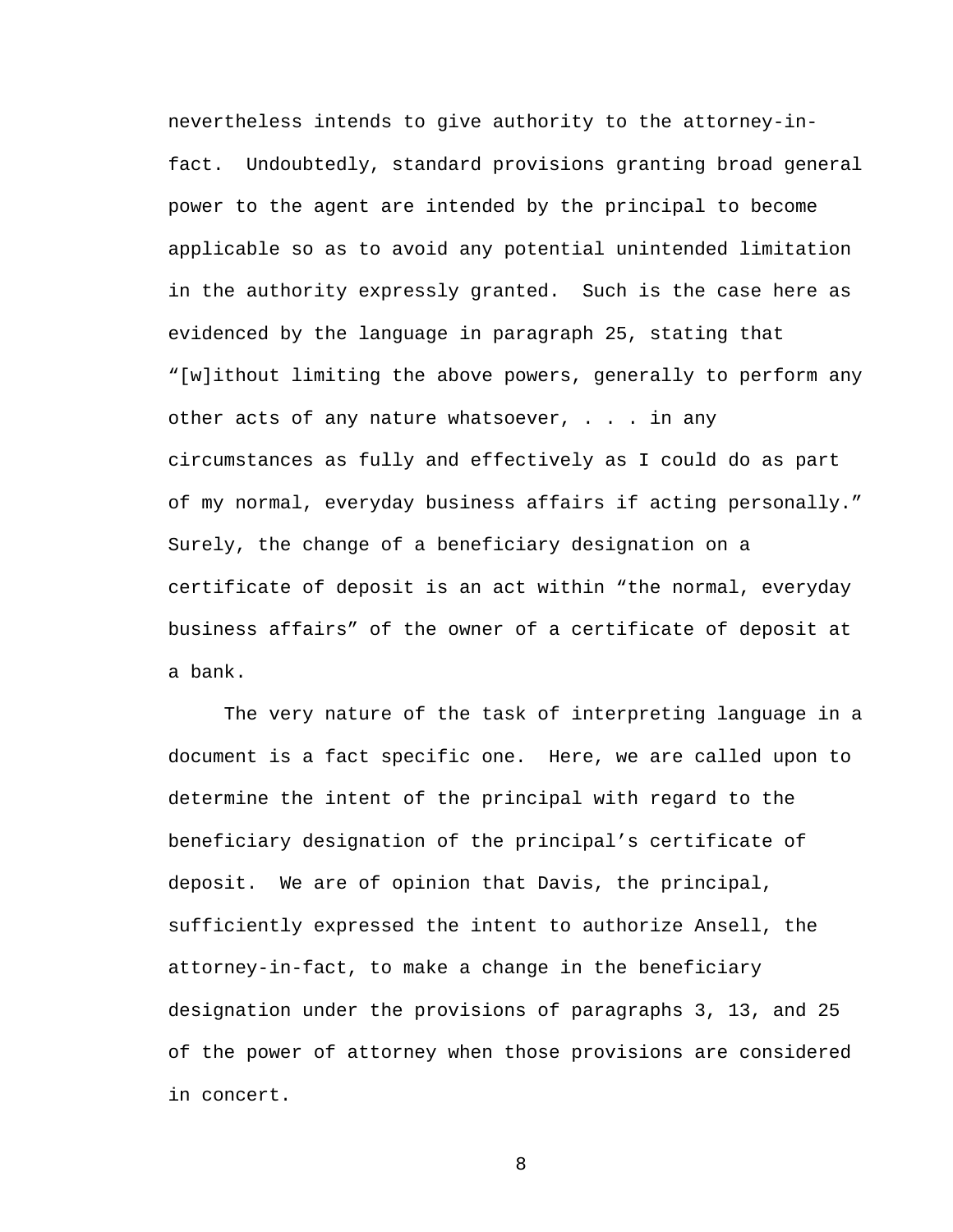nevertheless intends to give authority to the attorney-in-fact. Undoubtedly, standard provisions granting broad general power to the agent are intended by the principal to become applicable so as to avoid any potential unintended limitation in the authority expressly granted. Such is the case here as evidenced by the language in paragraph 25, stating that "[w]ithout limiting the above powers, generally to perform any other acts of any nature whatsoever, . . . in any circumstances as fully and effectively as I could do as part of my normal, everyday business affairs if acting personally." Surely, the change of a beneficiary designation on a certificate of deposit is an act within "the normal, everyday business affairs" of the owner of a certificate of deposit at a bank.

The very nature of the task of interpreting language in a document is a fact specific one. Here, we are called upon to determine the intent of the principal with regard to the beneficiary designation of the principal's certificate of deposit. We are of opinion that Davis, the principal, sufficiently expressed the intent to authorize Ansell, the attorney-in-fact, to make a change in the beneficiary designation under the provisions of paragraphs 3, 13, and 25 of the power of attorney when those provisions are considered in concert.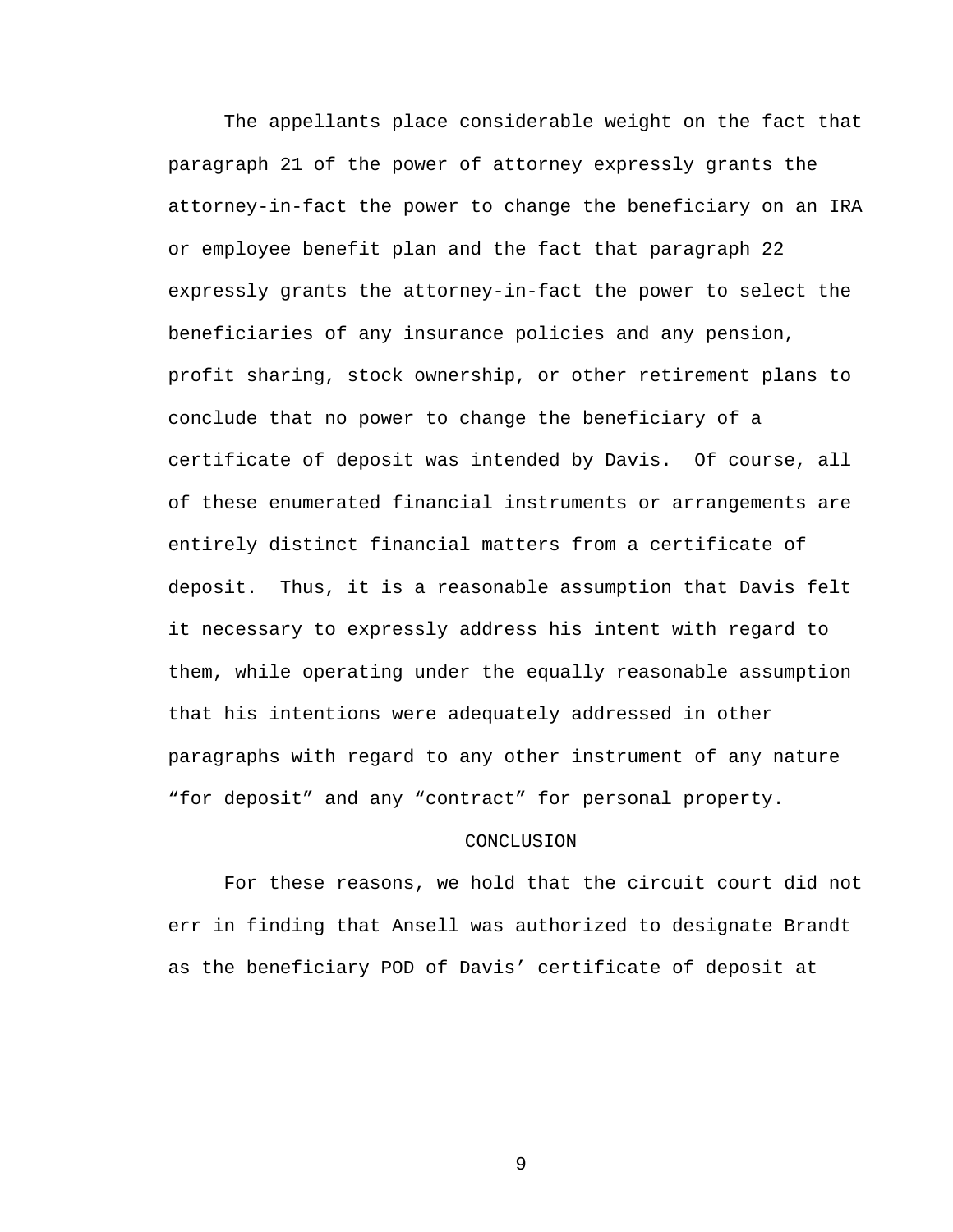The appellants place considerable weight on the fact that paragraph 21 of the power of attorney expressly grants the attorney-in-fact the power to change the beneficiary on an IRA or employee benefit plan and the fact that paragraph 22 expressly grants the attorney-in-fact the power to select the beneficiaries of any insurance policies and any pension, profit sharing, stock ownership, or other retirement plans to conclude that no power to change the beneficiary of a certificate of deposit was intended by Davis. Of course, all of these enumerated financial instruments or arrangements are entirely distinct financial matters from a certificate of deposit. Thus, it is a reasonable assumption that Davis felt it necessary to expressly address his intent with regard to them, while operating under the equally reasonable assumption that his intentions were adequately addressed in other paragraphs with regard to any other instrument of any nature "for deposit" and any "contract" for personal property.

## CONCLUSION

For these reasons, we hold that the circuit court did not err in finding that Ansell was authorized to designate Brandt as the beneficiary POD of Davis' certificate of deposit at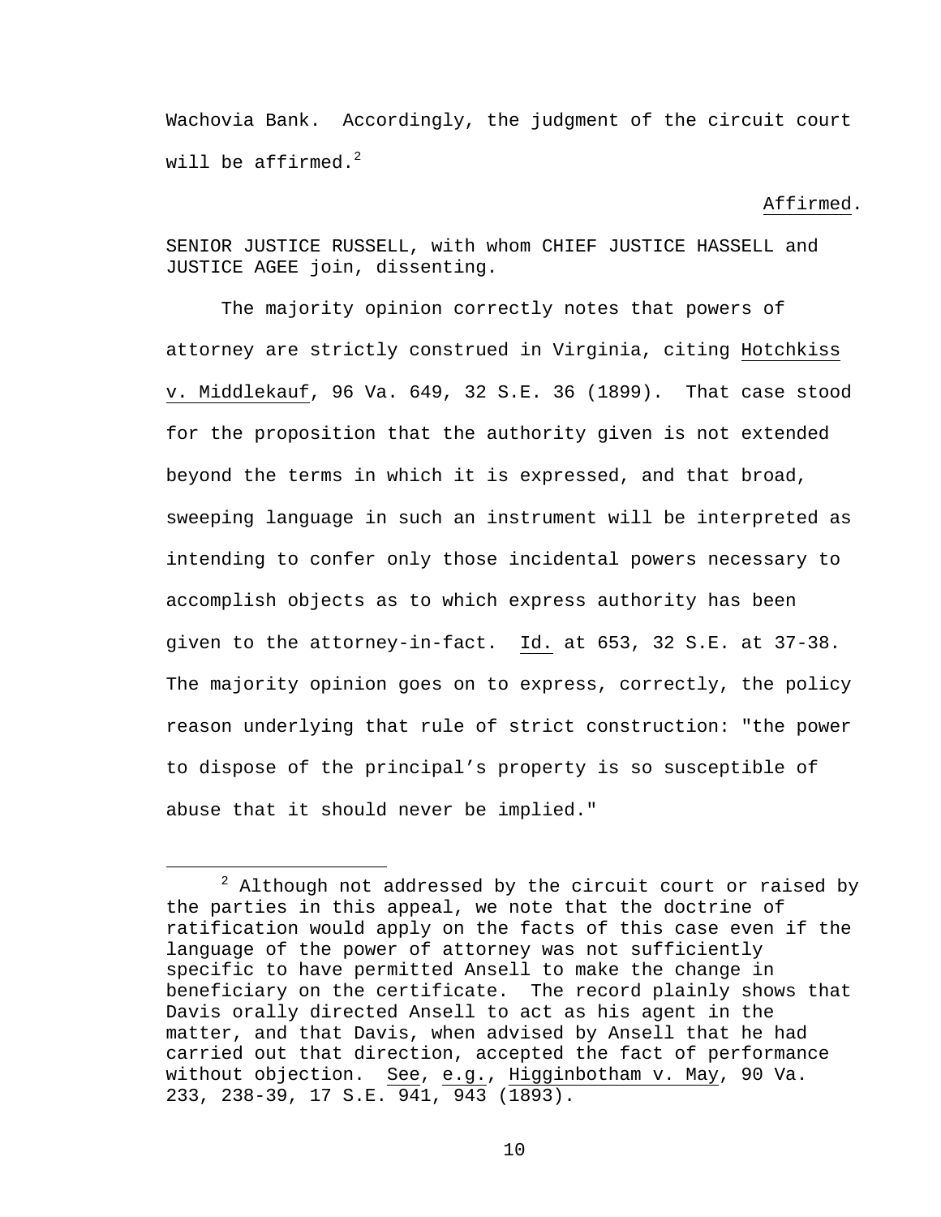Wachovia Bank. Accordingly, the judgment of the circuit court will be affirmed.[2]

Affirmed.

SENIOR JUSTICE RUSSELL, with whom CHIEF JUSTICE HASSELL and JUSTICE AGEE join, dissenting.

The majority opinion correctly notes that powers of attorney are strictly construed in Virginia, citing Hotchkiss v. Middlekauf, 96 Va. 649, 32 S.E. 36 (1899). That case stood for the proposition that the authority given is not extended beyond the terms in which it is expressed, and that broad, sweeping language in such an instrument will be interpreted as intending to confer only those incidental powers necessary to accomplish objects as to which express authority has been given to the attorney-in-fact. Id. at 653, 32 S.E. at 37-38. The majority opinion goes on to express, correctly, the policy reason underlying that rule of strict construction: "the power to dispose of the principal's property is so susceptible of abuse that it should never be implied."

---

[2] Although not addressed by the circuit court or raised by the parties in this appeal, we note that the doctrine of ratification would apply on the facts of this case even if the language of the power of attorney was not sufficiently specific to have permitted Ansell to make the change in beneficiary on the certificate. The record plainly shows that Davis orally directed Ansell to act as his agent in the matter, and that Davis, when advised by Ansell that he had carried out that direction, accepted the fact of performance without objection. See, e.g., Higginbotham v. May, 90 Va. 233, 238-39, 17 S.E. 941, 943 (1893).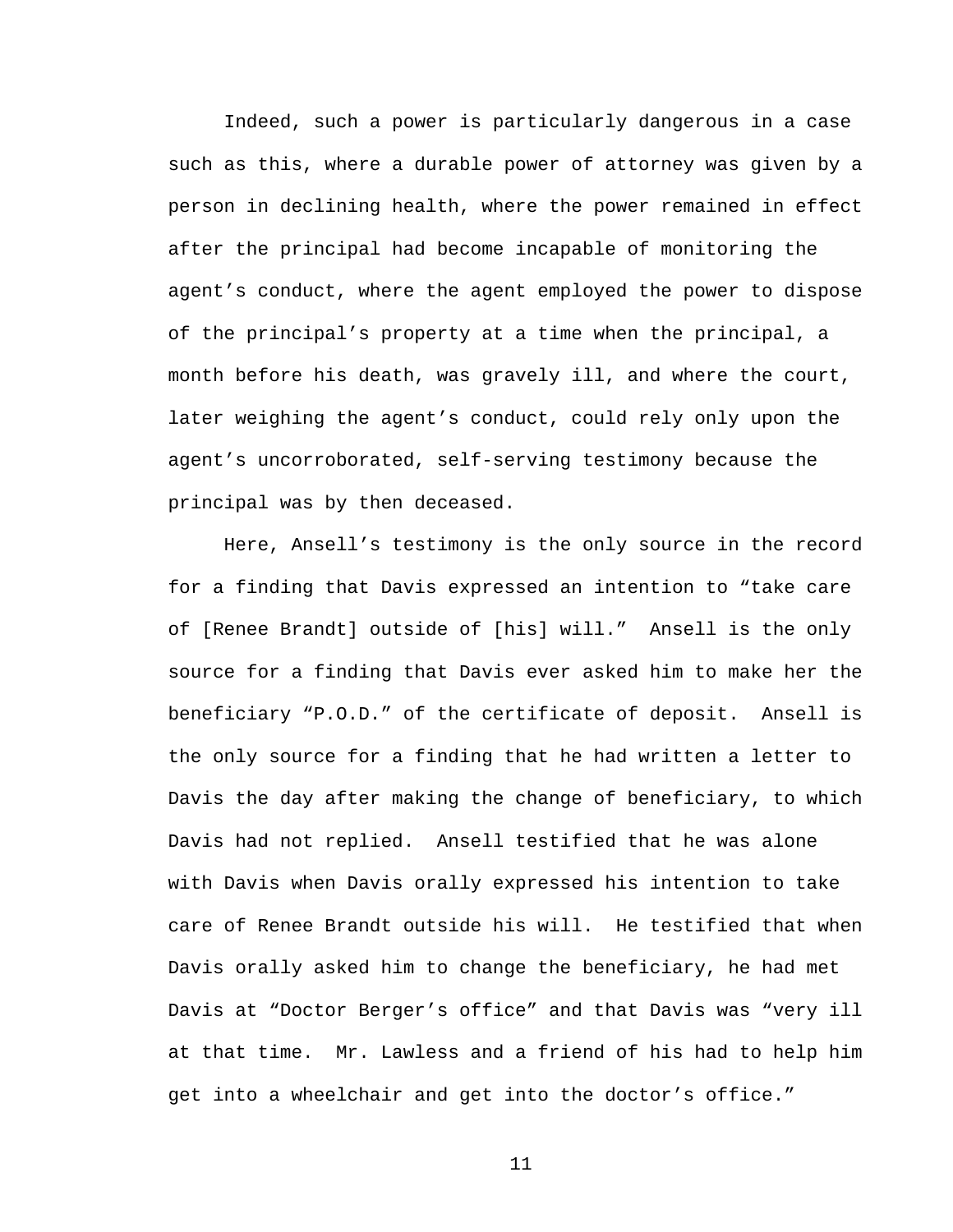Indeed, such a power is particularly dangerous in a case such as this, where a durable power of attorney was given by a person in declining health, where the power remained in effect after the principal had become incapable of monitoring the agent's conduct, where the agent employed the power to dispose of the principal's property at a time when the principal, a month before his death, was gravely ill, and where the court, later weighing the agent's conduct, could rely only upon the agent's uncorroborated, self-serving testimony because the principal was by then deceased.

Here, Ansell's testimony is the only source in the record for a finding that Davis expressed an intention to "take care of [Renee Brandt] outside of [his] will." Ansell is the only source for a finding that Davis ever asked him to make her the beneficiary "P.O.D." of the certificate of deposit. Ansell is the only source for a finding that he had written a letter to Davis the day after making the change of beneficiary, to which Davis had not replied. Ansell testified that he was alone with Davis when Davis orally expressed his intention to take care of Renee Brandt outside his will. He testified that when Davis orally asked him to change the beneficiary, he had met Davis at "Doctor Berger's office" and that Davis was "very ill at that time. Mr. Lawless and a friend of his had to help him get into a wheelchair and get into the doctor's office."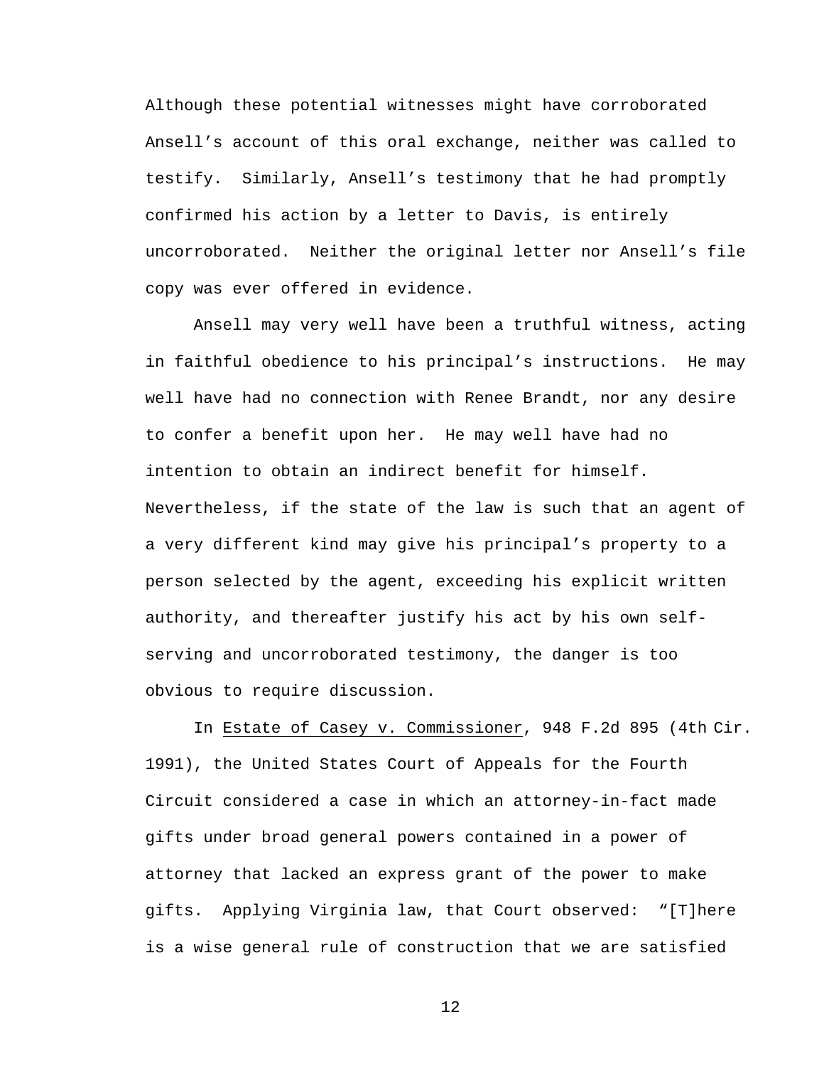Although these potential witnesses might have corroborated Ansell's account of this oral exchange, neither was called to testify. Similarly, Ansell's testimony that he had promptly confirmed his action by a letter to Davis, is entirely uncorroborated. Neither the original letter nor Ansell's file copy was ever offered in evidence.

Ansell may very well have been a truthful witness, acting in faithful obedience to his principal's instructions. He may well have had no connection with Renee Brandt, nor any desire to confer a benefit upon her. He may well have had no intention to obtain an indirect benefit for himself. Nevertheless, if the state of the law is such that an agent of a very different kind may give his principal's property to a person selected by the agent, exceeding his explicit written authority, and thereafter justify his act by his own self-serving and uncorroborated testimony, the danger is too obvious to require discussion.

In Estate of Casey v. Commissioner, 948 F.2d 895 (4th Cir. 1991), the United States Court of Appeals for the Fourth Circuit considered a case in which an attorney-in-fact made gifts under broad general powers contained in a power of attorney that lacked an express grant of the power to make gifts. Applying Virginia law, that Court observed: "[T]here is a wise general rule of construction that we are satisfied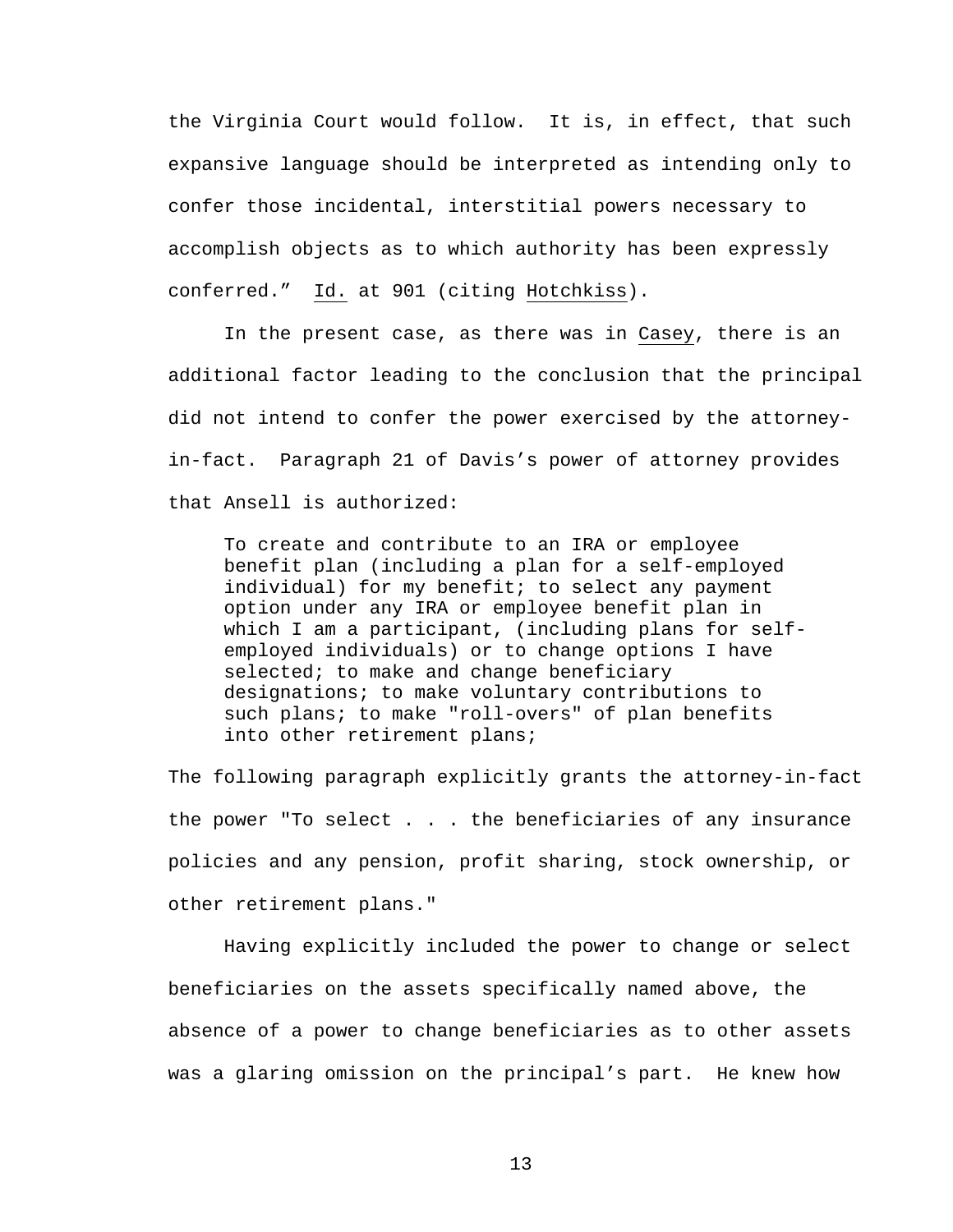the Virginia Court would follow. It is, in effect, that such expansive language should be interpreted as intending only to confer those incidental, interstitial powers necessary to accomplish objects as to which authority has been expressly conferred." Id. at 901 (citing Hotchkiss).

In the present case, as there was in Casey, there is an additional factor leading to the conclusion that the principal did not intend to confer the power exercised by the attorney-in-fact. Paragraph 21 of Davis's power of attorney provides that Ansell is authorized:

> To create and contribute to an IRA or employee benefit plan (including a plan for a self-employed individual) for my benefit; to select any payment option under any IRA or employee benefit plan in which I am a participant, (including plans for self-employed individuals) or to change options I have selected; to make and change beneficiary designations; to make voluntary contributions to such plans; to make "roll-overs" of plan benefits into other retirement plans;

The following paragraph explicitly grants the attorney-in-fact the power "To select . . . the beneficiaries of any insurance policies and any pension, profit sharing, stock ownership, or other retirement plans."

Having explicitly included the power to change or select beneficiaries on the assets specifically named above, the absence of a power to change beneficiaries as to other assets was a glaring omission on the principal's part. He knew how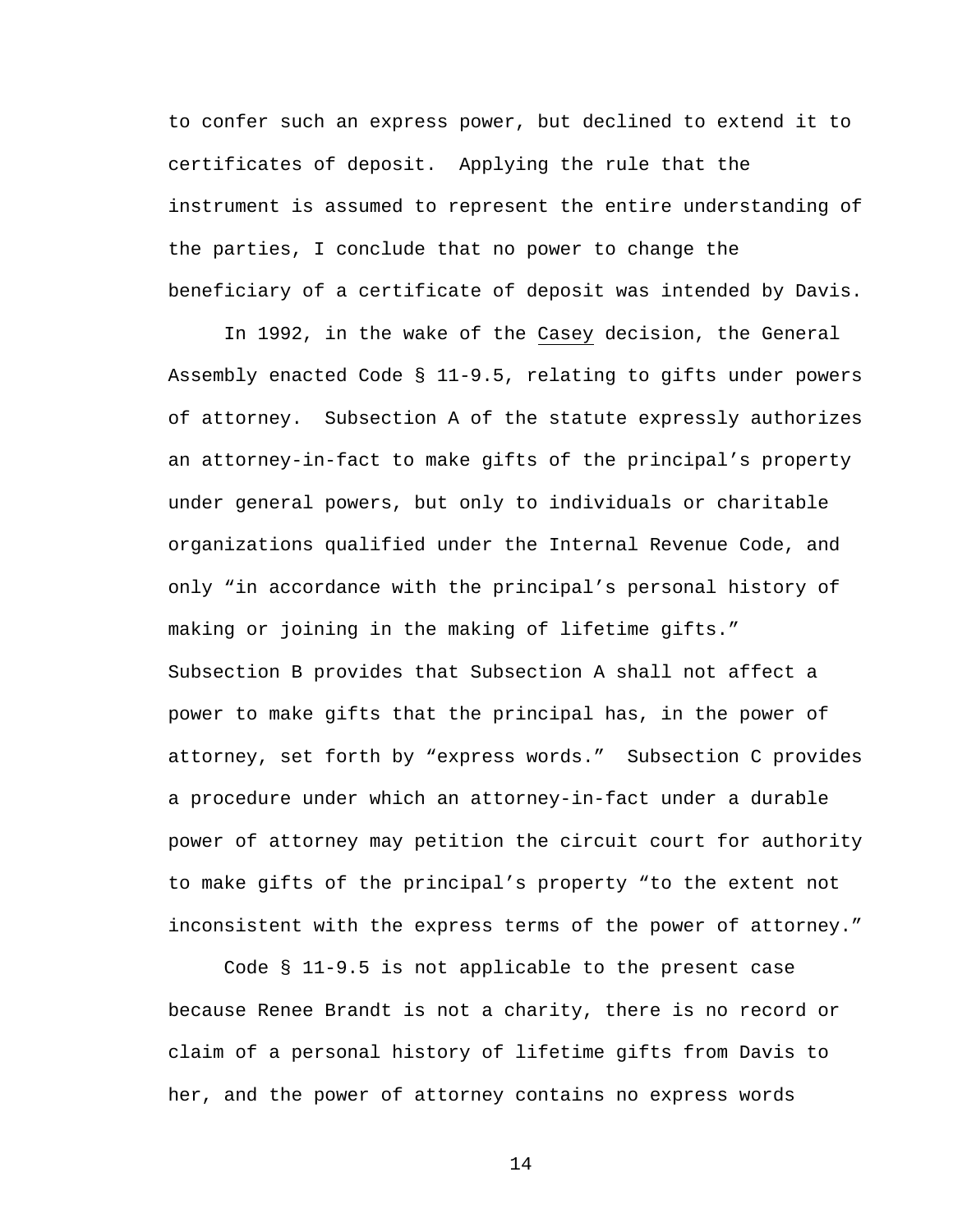to confer such an express power, but declined to extend it to certificates of deposit. Applying the rule that the instrument is assumed to represent the entire understanding of the parties, I conclude that no power to change the beneficiary of a certificate of deposit was intended by Davis.

In 1992, in the wake of the Casey decision, the General Assembly enacted Code § 11-9.5, relating to gifts under powers of attorney. Subsection A of the statute expressly authorizes an attorney-in-fact to make gifts of the principal's property under general powers, but only to individuals or charitable organizations qualified under the Internal Revenue Code, and only "in accordance with the principal's personal history of making or joining in the making of lifetime gifts." Subsection B provides that Subsection A shall not affect a power to make gifts that the principal has, in the power of attorney, set forth by "express words." Subsection C provides a procedure under which an attorney-in-fact under a durable power of attorney may petition the circuit court for authority to make gifts of the principal's property "to the extent not inconsistent with the express terms of the power of attorney."

Code § 11-9.5 is not applicable to the present case because Renee Brandt is not a charity, there is no record or claim of a personal history of lifetime gifts from Davis to her, and the power of attorney contains no express words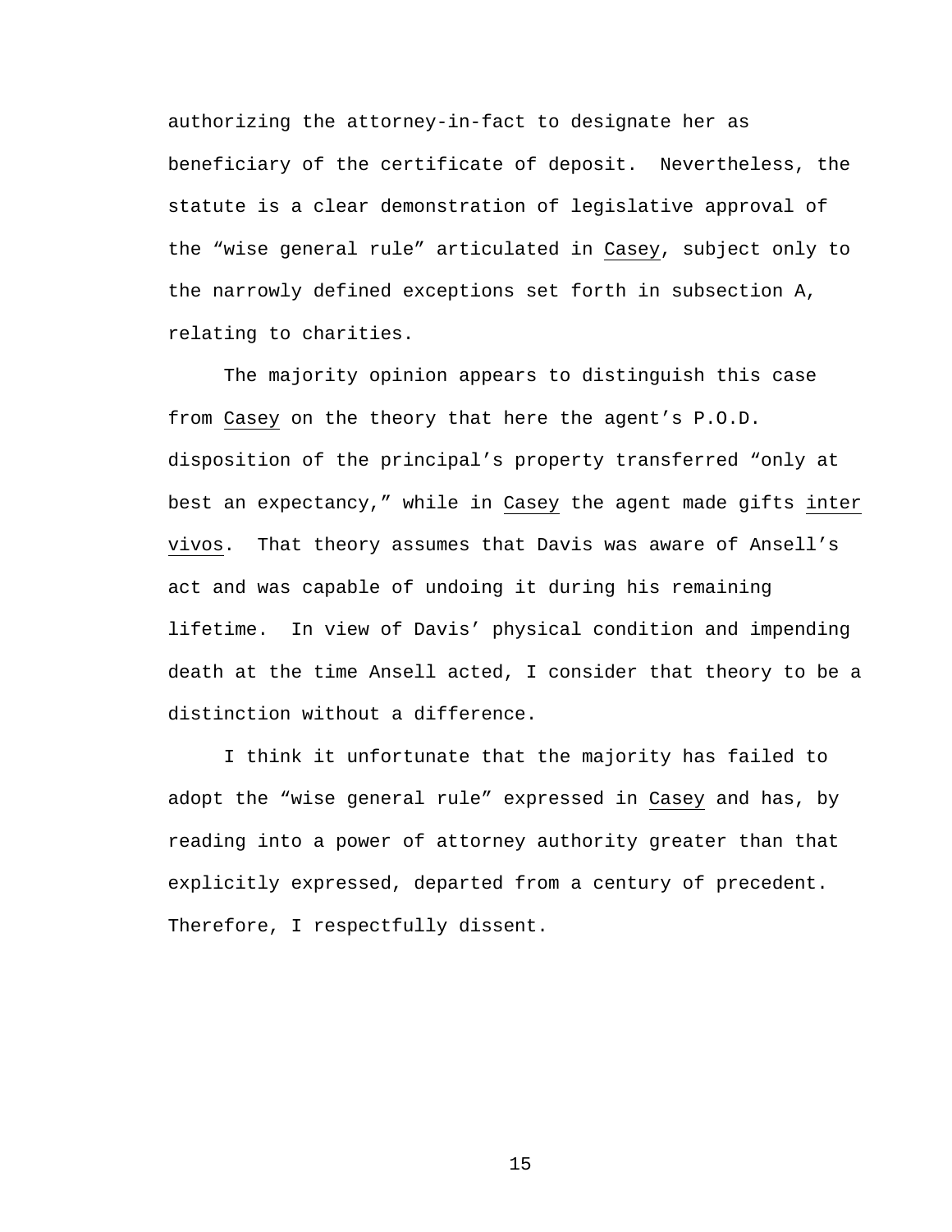authorizing the attorney-in-fact to designate her as beneficiary of the certificate of deposit. Nevertheless, the statute is a clear demonstration of legislative approval of the "wise general rule" articulated in Casey, subject only to the narrowly defined exceptions set forth in subsection A, relating to charities.

The majority opinion appears to distinguish this case from Casey on the theory that here the agent's P.O.D. disposition of the principal's property transferred "only at best an expectancy," while in Casey the agent made gifts inter vivos. That theory assumes that Davis was aware of Ansell's act and was capable of undoing it during his remaining lifetime. In view of Davis' physical condition and impending death at the time Ansell acted, I consider that theory to be a distinction without a difference.

I think it unfortunate that the majority has failed to adopt the "wise general rule" expressed in Casey and has, by reading into a power of attorney authority greater than that explicitly expressed, departed from a century of precedent. Therefore, I respectfully dissent.